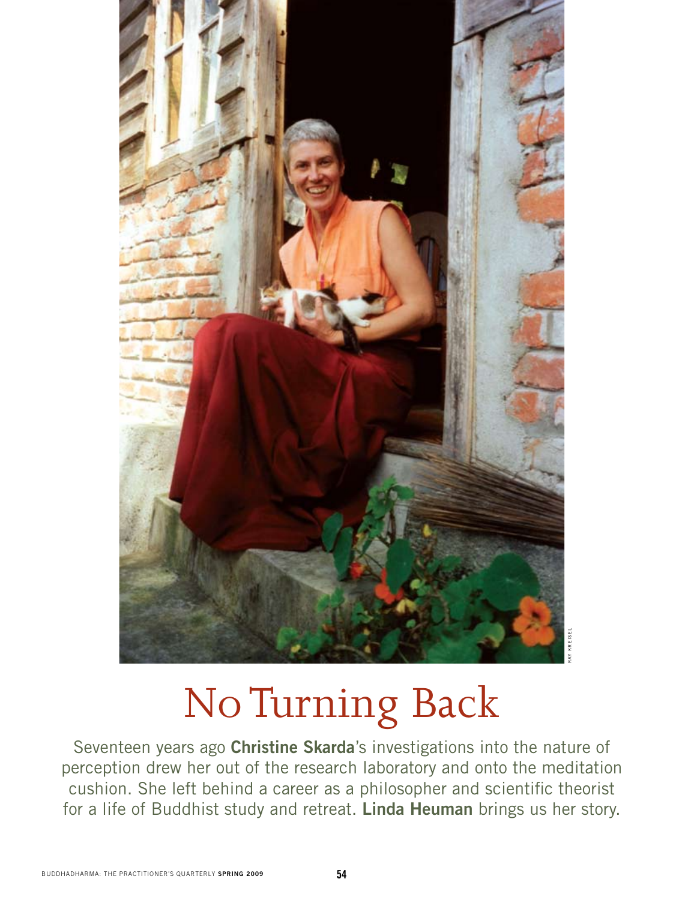# No Turning Back

Seventeen years ago **Christine Skarda**'s investigations into the nature of perception drew her out of the research laboratory and onto the meditation cushion. She left behind a career as a philosopher and scientific theorist for a life of Buddhist study and retreat. **Linda Heuman** brings us her story.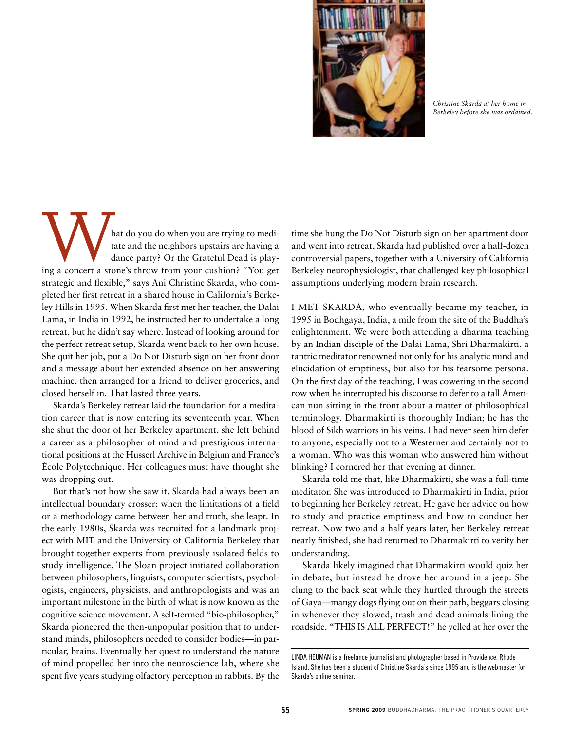Christine Skarda at her home in Berkeley before she was ordained.

What do you do when you are trying to meditate and the neighbors upstairs are having a dance party? Or the Grateful Dead is playing a concert a stone's throw from your cushion? "You get strategic and flexible," says Ani Christine Skarda, who completed her first retreat in a shared house in California's Berkeley Hills in 1995. When Skarda first met her teacher, the Dalai Lama, in India in 1992, he instructed her to undertake a long retreat, but he didn't say where. Instead of looking around for the perfect retreat setup, Skarda went back to her own house. She quit her job, put a Do Not Disturb sign on her front door and a message about her extended absence on her answering machine, then arranged for a friend to deliver groceries, and closed herself in. That lasted three years.

Skarda's Berkeley retreat laid the foundation for a meditation career that is now entering its seventeenth year. When she shut the door of her Berkeley apartment, she left behind a career as a philosopher of mind and prestigious international positions at the Husserl Archive in Belgium and France's École Polytechnique. Her colleagues must have thought she was dropping out.

But that's not how she saw it. Skarda had always been an intellectual boundary crosser; when the limitations of a field or a methodology came between her and truth, she leapt. In the early 1980s, Skarda was recruited for a landmark project with MIT and the University of California Berkeley that brought together experts from previously isolated fields to study intelligence. The Sloan project initiated collaboration between philosophers, linguists, computer scientists, psychologists, engineers, physicists, and anthropologists and was an important milestone in the birth of what is now known as the cognitive science movement. A self-termed "bio-philosopher," Skarda pioneered the then-unpopular position that to understand minds, philosophers needed to consider bodies—in particular, brains. Eventually her quest to understand the nature of mind propelled her into the neuroscience lab, where she spent five years studying olfactory perception in rabbits. By the time she hung the Do Not Disturb sign on her apartment door and went into retreat, Skarda had published over a half-dozen controversial papers, together with a University of California Berkeley neurophysiologist, that challenged key philosophical assumptions underlying modern brain research.

I MET SKARDA, who eventually became my teacher, in 1995 in Bodhgaya, India, a mile from the site of the Buddha's enlightenment. We were both attending a dharma teaching by an Indian disciple of the Dalai Lama, Shri Dharmakirti, a tantric meditator renowned not only for his analytic mind and elucidation of emptiness, but also for his fearsome persona. On the first day of the teaching, I was cowering in the second row when he interrupted his discourse to defer to a tall American nun sitting in the front about a matter of philosophical terminology. Dharmakirti is thoroughly Indian; he has the blood of Sikh warriors in his veins. I had never seen him defer to anyone, especially not to a Westerner and certainly not to a woman. Who was this woman who answered him without blinking? I cornered her that evening at dinner.

Skarda told me that, like Dharmakirti, she was a full-time meditator. She was introduced to Dharmakirti in India, prior to beginning her Berkeley retreat. He gave her advice on how to study and practice emptiness and how to conduct her retreat. Now two and a half years later, her Berkeley retreat nearly finished, she had returned to Dharmakirti to verify her understanding.

Skarda likely imagined that Dharmakirti would quiz her in debate, but instead he drove her around in a jeep. She clung to the back seat while they hurtled through the streets of Gaya—mangy dogs flying out on their path, beggars closing in whenever they slowed, trash and dead animals lining the roadside. "THIS IS ALL PERFECT!" he yelled at her over the

LINDA HEUMAN is a freelance journalist and photographer based in Providence, Rhode Island. She has been a student of Christine Skarda's since 1995 and is the webmaster for Skarda's online seminar.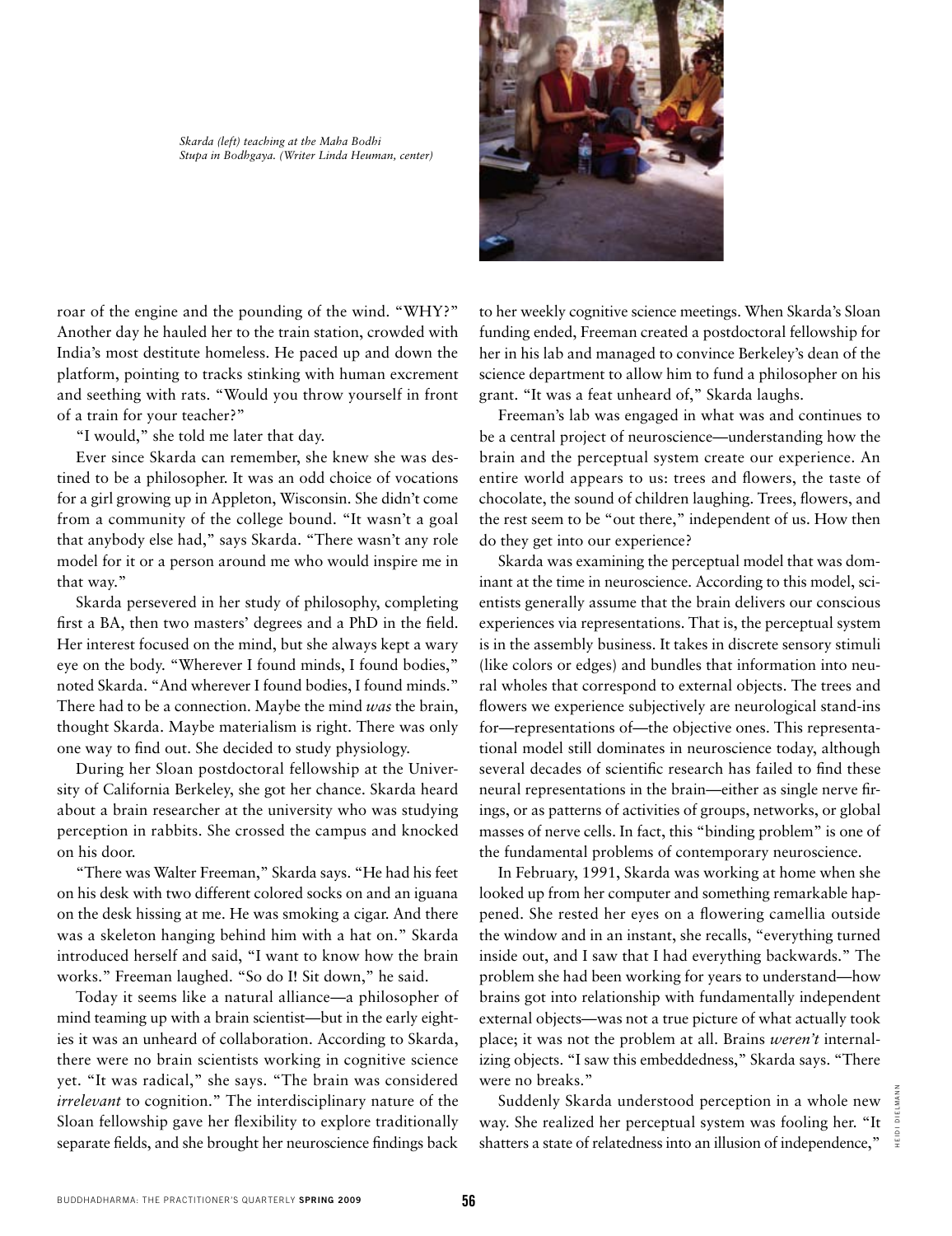*Skarda (left) teaching at the Maha Bodhi Stupa in Bodhgaya. (Writer Linda Heuman, center)*

roar of the engine and the pounding of the wind. "WHY?" Another day he hauled her to the train station, crowded with India's most destitute homeless. He paced up and down the platform, pointing to tracks stinking with human excrement and seething with rats. "Would you throw yourself in front of a train for your teacher?"

"I would," she told me later that day.

Ever since Skarda can remember, she knew she was destined to be a philosopher. It was an odd choice of vocations for a girl growing up in Appleton, Wisconsin. She didn't come from a community of the college bound. "It wasn't a goal that anybody else had," says Skarda. "There wasn't any role model for it or a person around me who would inspire me in that way."

Skarda persevered in her study of philosophy, completing first a BA, then two masters' degrees and a PhD in the field. Her interest focused on the mind, but she always kept a wary eye on the body. "Wherever I found minds, I found bodies," noted Skarda. "And wherever I found bodies, I found minds." There had to be a connection. Maybe the mind *was* the brain, thought Skarda. Maybe materialism is right. There was only one way to find out. She decided to study physiology.

During her Sloan postdoctoral fellowship at the University of California Berkeley, she got her chance. Skarda heard about a brain researcher at the university who was studying perception in rabbits. She crossed the campus and knocked on his door.

"There was Walter Freeman," Skarda says. "He had his feet on his desk with two different colored socks on and an iguana on the desk hissing at me. He was smoking a cigar. And there was a skeleton hanging behind him with a hat on." Skarda introduced herself and said, "I want to know how the brain works." Freeman laughed. "So do I! Sit down," he said.

Today it seems like a natural alliance—a philosopher of mind teaming up with a brain scientist—but in the early eighties it was an unheard of collaboration. According to Skarda, there were no brain scientists working in cognitive science yet. "It was radical," she says. "The brain was considered *irrelevant* to cognition." The interdisciplinary nature of the Sloan fellowship gave her flexibility to explore traditionally separate fields, and she brought her neuroscience findings back to her weekly cognitive science meetings. When Skarda's Sloan funding ended, Freeman created a postdoctoral fellowship for her in his lab and managed to convince Berkeley's dean of the science department to allow him to fund a philosopher on his grant. "It was a feat unheard of," Skarda laughs.

Freeman's lab was engaged in what was and continues to be a central project of neuroscience—understanding how the brain and the perceptual system create our experience. An entire world appears to us: trees and flowers, the taste of chocolate, the sound of children laughing. Trees, flowers, and the rest seem to be "out there," independent of us. How then do they get into our experience?

Skarda was examining the perceptual model that was dominant at the time in neuroscience. According to this model, scientists generally assume that the brain delivers our conscious experiences via representations. That is, the perceptual system is in the assembly business. It takes in discrete sensory stimuli (like colors or edges) and bundles that information into neural wholes that correspond to external objects. The trees and flowers we experience subjectively are neurological stand-ins for—representations of—the objective ones. This representational model still dominates in neuroscience today, although several decades of scientific research has failed to find these neural representations in the brain—either as single nerve firings, or as patterns of activities of groups, networks, or global masses of nerve cells. In fact, this "binding problem" is one of the fundamental problems of contemporary neuroscience.

In February, 1991, Skarda was working at home when she looked up from her computer and something remarkable happened. She rested her eyes on a flowering camellia outside the window and in an instant, she recalls, "everything turned inside out, and I saw that I had everything backwards." The problem she had been working for years to understand—how brains got into relationship with fundamentally independent external objects—was not a true picture of what actually took place; it was not the problem at all. Brains *weren't* internalizing objects. "I saw this embeddedness," Skarda says. "There were no breaks."

Suddenly Skarda understood perception in a whole new way. She realized her perceptual system was fooling her. "It shatters a state of relatedness into an illusion of independence,"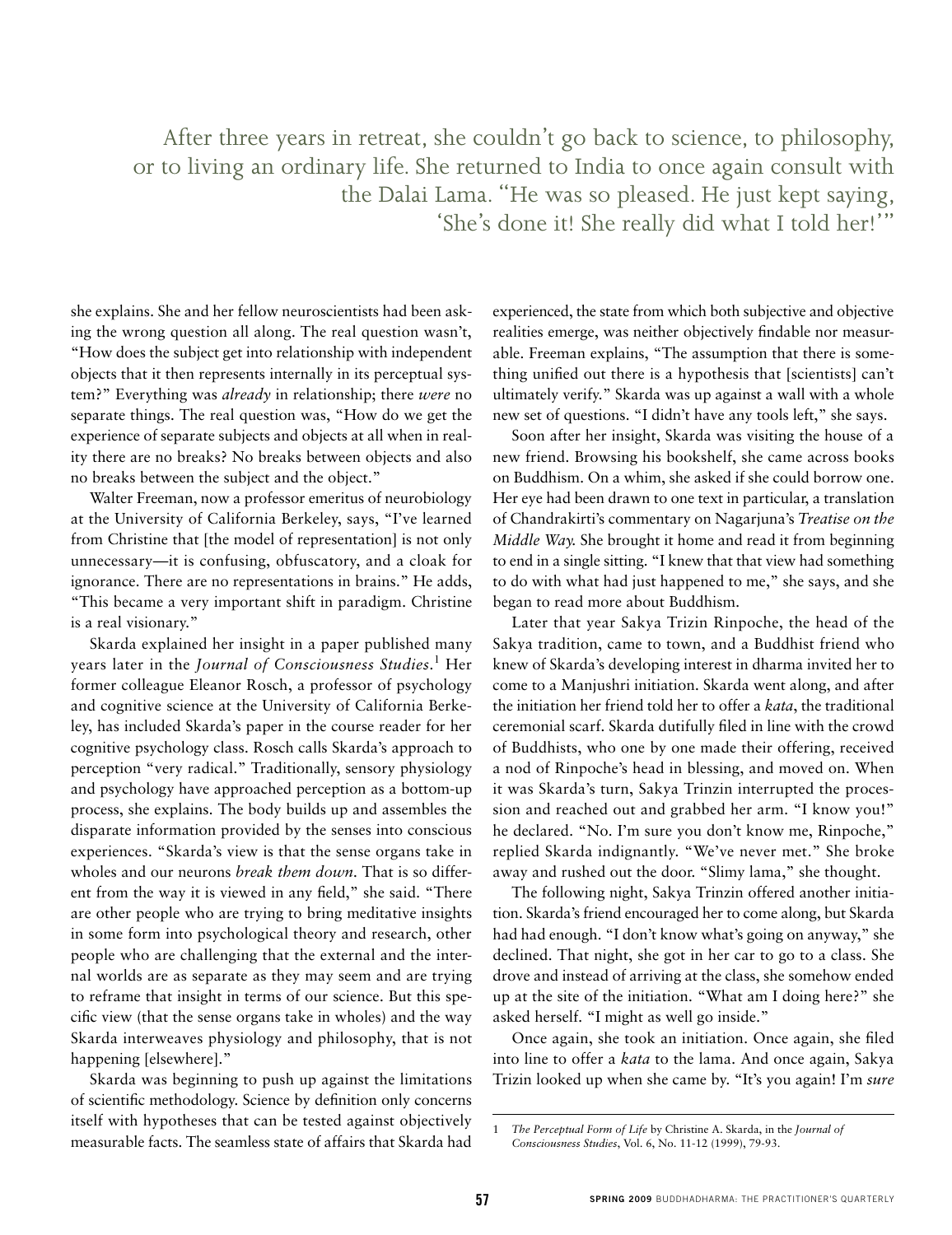> After three years in retreat, she couldn't go back to science, to philosophy, or to living an ordinary life. She returned to India to once again consult with the Dalai Lama. "He was so pleased. He just kept saying, 'She's done it! She really did what I told her!'"

she explains. She and her fellow neuroscientists had been asking the wrong question all along. The real question wasn't, "How does the subject get into relationship with independent objects that it then represents internally in its perceptual system?" Everything was *already* in relationship; there *were* no separate things. The real question was, "How do we get the experience of separate subjects and objects at all when in reality there are no breaks? No breaks between objects and also no breaks between the subject and the object."

Walter Freeman, now a professor emeritus of neurobiology at the University of California Berkeley, says, "I've learned from Christine that [the model of representation] is not only unnecessary—it is confusing, obfuscatory, and a cloak for ignorance. There are no representations in brains." He adds, "This became a very important shift in paradigm. Christine is a real visionary."

Skarda explained her insight in a paper published many years later in the *Journal of Consciousness Studies*.[1] Her former colleague Eleanor Rosch, a professor of psychology and cognitive science at the University of California Berkeley, has included Skarda's paper in the course reader for her cognitive psychology class. Rosch calls Skarda's approach to perception "very radical." Traditionally, sensory physiology and psychology have approached perception as a bottom-up process, she explains. The body builds up and assembles the disparate information provided by the senses into conscious experiences. "Skarda's view is that the sense organs take in wholes and our neurons *break them down*. That is so different from the way it is viewed in any field," she said. "There are other people who are trying to bring meditative insights in some form into psychological theory and research, other people who are challenging that the external and the internal worlds are as separate as they may seem and are trying to reframe that insight in terms of our science. But this specific view (that the sense organs take in wholes) and the way Skarda interweaves physiology and philosophy, that is not happening [elsewhere]."

Skarda was beginning to push up against the limitations of scientific methodology. Science by definition only concerns itself with hypotheses that can be tested against objectively measurable facts. The seamless state of affairs that Skarda had experienced, the state from which both subjective and objective realities emerge, was neither objectively findable nor measurable. Freeman explains, "The assumption that there is something unified out there is a hypothesis that [scientists] can't ultimately verify." Skarda was up against a wall with a whole new set of questions. "I didn't have any tools left," she says.

Soon after her insight, Skarda was visiting the house of a new friend. Browsing his bookshelf, she came across books on Buddhism. On a whim, she asked if she could borrow one. Her eye had been drawn to one text in particular, a translation of Chandrakirti's commentary on Nagarjuna's *Treatise on the Middle Way.* She brought it home and read it from beginning to end in a single sitting. "I knew that that view had something to do with what had just happened to me," she says, and she began to read more about Buddhism.

Later that year Sakya Trizin Rinpoche, the head of the Sakya tradition, came to town, and a Buddhist friend who knew of Skarda's developing interest in dharma invited her to come to a Manjushri initiation. Skarda went along, and after the initiation her friend told her to offer a *kata*, the traditional ceremonial scarf. Skarda dutifully filed in line with the crowd of Buddhists, who one by one made their offering, received a nod of Rinpoche's head in blessing, and moved on. When it was Skarda's turn, Sakya Trinzin interrupted the procession and reached out and grabbed her arm. "I know you!" he declared. "No. I'm sure you don't know me, Rinpoche," replied Skarda indignantly. "We've never met." She broke away and rushed out the door. "Slimy lama," she thought.

The following night, Sakya Trinzin offered another initiation. Skarda's friend encouraged her to come along, but Skarda had had enough. "I don't know what's going on anyway," she declined. That night, she got in her car to go to a class. She drove and instead of arriving at the class, she somehow ended up at the site of the initiation. "What am I doing here?" she asked herself. "I might as well go inside."

Once again, she took an initiation. Once again, she filed into line to offer a *kata* to the lama. And once again, Sakya Trizin looked up when she came by. "It's you again! I'm *sure*

---

1 *The Perceptual Form of Life* by Christine A. Skarda, in the *Journal of Consciousness Studies*, Vol. 6, No. 11-12 (1999), 79-93.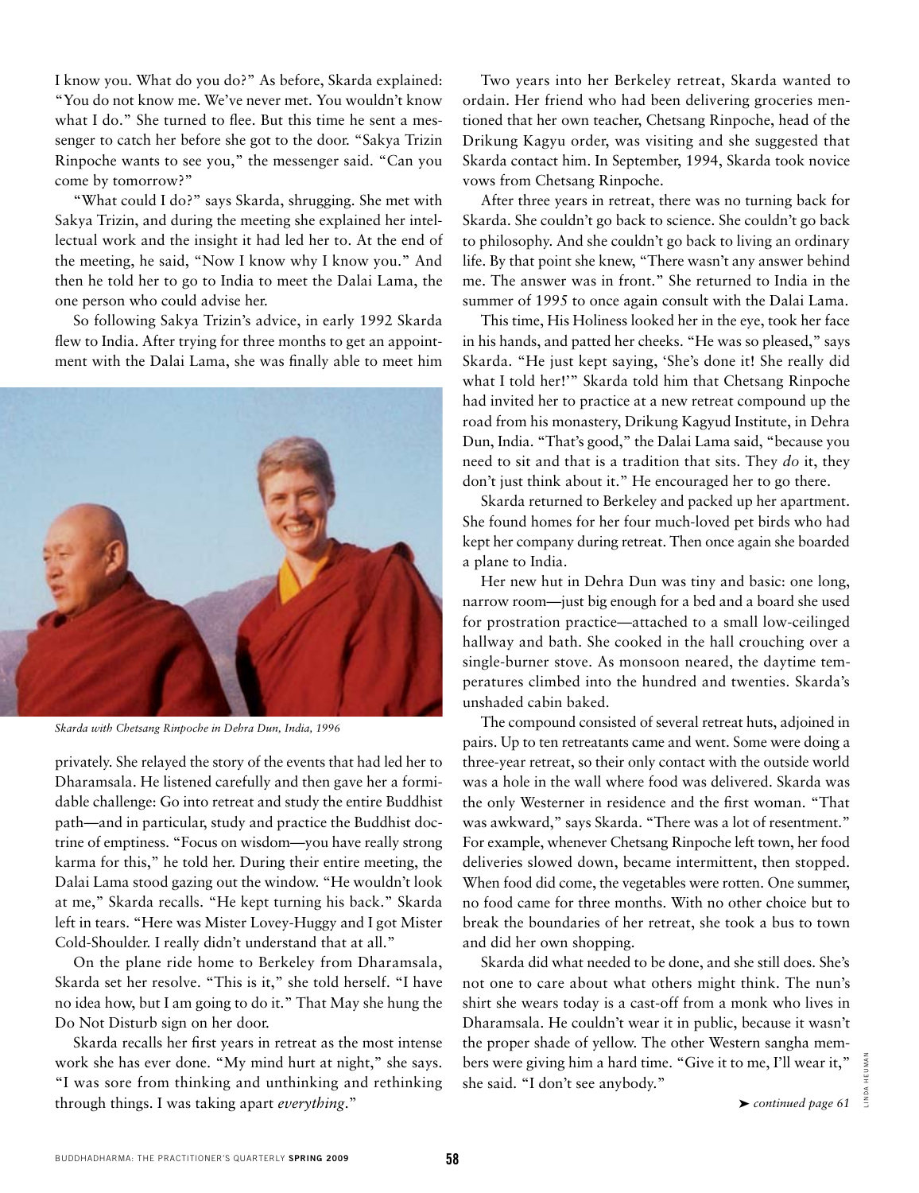I know you. What do you do?" As before, Skarda explained: "You do not know me. We've never met. You wouldn't know what I do." She turned to flee. But this time he sent a messenger to catch her before she got to the door. "Sakya Trizin Rinpoche wants to see you," the messenger said. "Can you come by tomorrow?"

"What could I do?" says Skarda, shrugging. She met with Sakya Trizin, and during the meeting she explained her intellectual work and the insight it had led her to. At the end of the meeting, he said, "Now I know why I know you." And then he told her to go to India to meet the Dalai Lama, the one person who could advise her.

So following Sakya Trizin's advice, in early 1992 Skarda flew to India. After trying for three months to get an appointment with the Dalai Lama, she was finally able to meet him privately. She relayed the story of the events that had led her to Dharamsala. He listened carefully and then gave her a formidable challenge: Go into retreat and study the entire Buddhist path—and in particular, study and practice the Buddhist doctrine of emptiness. "Focus on wisdom—you have really strong karma for this," he told her. During their entire meeting, the Dalai Lama stood gazing out the window. "He wouldn't look at me," Skarda recalls. "He kept turning his back." Skarda left in tears. "Here was Mister Lovey-Huggy and I got Mister Cold-Shoulder. I really didn't understand that at all."

*Skarda with Chetsang Rinpoche in Dehra Dun, India, 1996*

On the plane ride home to Berkeley from Dharamsala, Skarda set her resolve. "This is it," she told herself. "I have no idea how, but I am going to do it." That May she hung the Do Not Disturb sign on her door.

Skarda recalls her first years in retreat as the most intense work she has ever done. "My mind hurt at night," she says. "I was sore from thinking and unthinking and rethinking through things. I was taking apart *everything*."

Two years into her Berkeley retreat, Skarda wanted to ordain. Her friend who had been delivering groceries mentioned that her own teacher, Chetsang Rinpoche, head of the Drikung Kagyu order, was visiting and she suggested that Skarda contact him. In September, 1994, Skarda took novice vows from Chetsang Rinpoche.

After three years in retreat, there was no turning back for Skarda. She couldn't go back to science. She couldn't go back to philosophy. And she couldn't go back to living an ordinary life. By that point she knew, "There wasn't any answer behind me. The answer was in front." She returned to India in the summer of 1995 to once again consult with the Dalai Lama.

This time, His Holiness looked her in the eye, took her face in his hands, and patted her cheeks. "He was so pleased," says Skarda. "He just kept saying, 'She's done it! She really did what I told her!'" Skarda told him that Chetsang Rinpoche had invited her to practice at a new retreat compound up the road from his monastery, Drikung Kagyud Institute, in Dehra Dun, India. "That's good," the Dalai Lama said, "because you need to sit and that is a tradition that sits. They *do* it, they don't just think about it." He encouraged her to go there.

Skarda returned to Berkeley and packed up her apartment. She found homes for her four much-loved pet birds who had kept her company during retreat. Then once again she boarded a plane to India.

Her new hut in Dehra Dun was tiny and basic: one long, narrow room—just big enough for a bed and a board she used for prostration practice—attached to a small low-ceilinged hallway and bath. She cooked in the hall crouching over a single-burner stove. As monsoon neared, the daytime temperatures climbed into the hundred and twenties. Skarda's unshaded cabin baked.

The compound consisted of several retreat huts, adjoined in pairs. Up to ten retreatants came and went. Some were doing a three-year retreat, so their only contact with the outside world was a hole in the wall where food was delivered. Skarda was the only Westerner in residence and the first woman. "That was awkward," says Skarda. "There was a lot of resentment." For example, whenever Chetsang Rinpoche left town, her food deliveries slowed down, became intermittent, then stopped. When food did come, the vegetables were rotten. One summer, no food came for three months. With no other choice but to break the boundaries of her retreat, she took a bus to town and did her own shopping.

Skarda did what needed to be done, and she still does. She's not one to care about what others might think. The nun's shirt she wears today is a cast-off from a monk who lives in Dharamsala. He couldn't wear it in public, because it wasn't the proper shade of yellow. The other Western sangha members were giving him a hard time. "Give it to me, I'll wear it," she said. "I don't see anybody."

➤ *continued page 61*

LINDA HEUMAN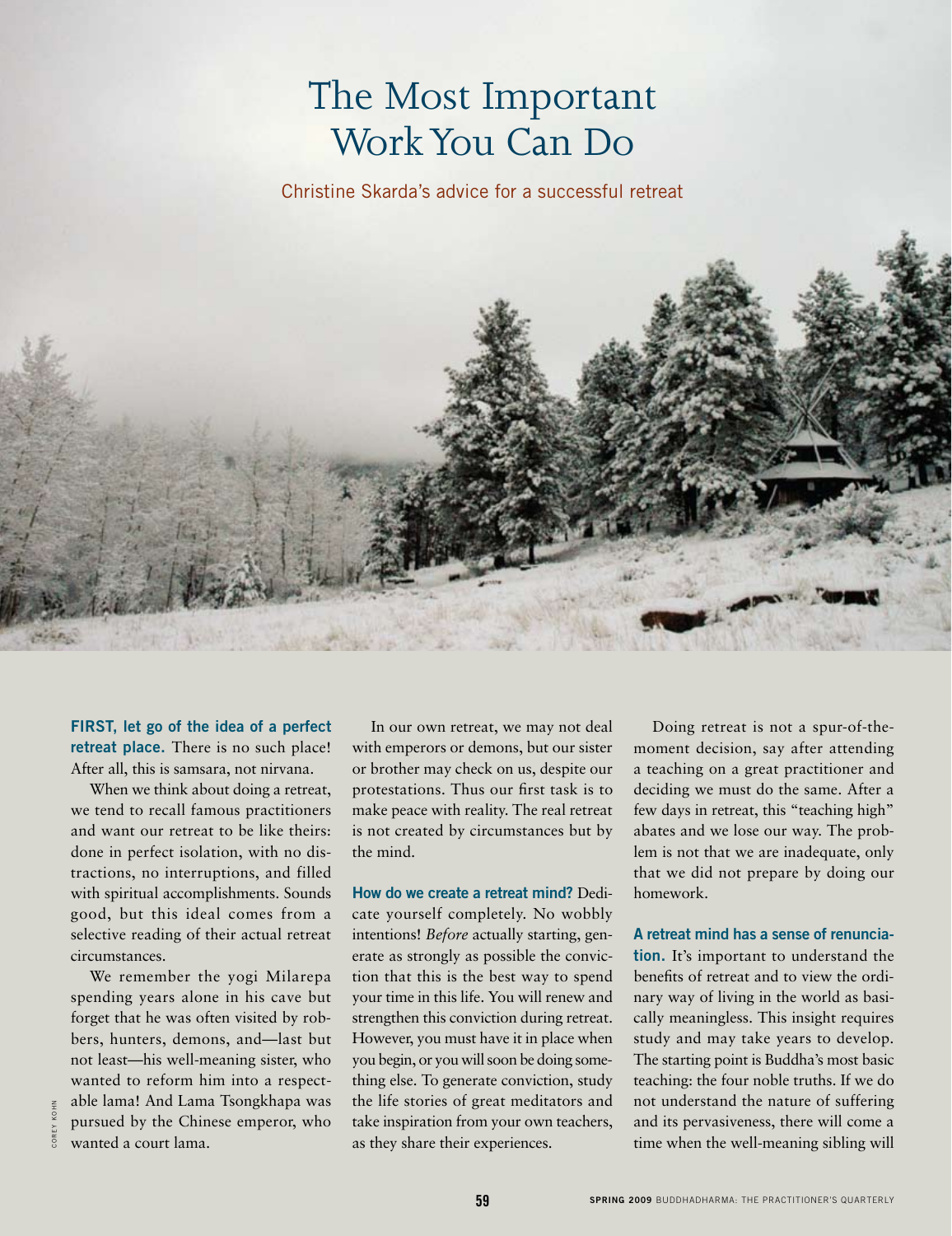# The Most Important Work You Can Do

Christine Skarda's advice for a successful retreat

**FIRST, let go of the idea of a perfect retreat place.** There is no such place! After all, this is samsara, not nirvana.

When we think about doing a retreat, we tend to recall famous practitioners and want our retreat to be like theirs: done in perfect isolation, with no distractions, no interruptions, and filled with spiritual accomplishments. Sounds good, but this ideal comes from a selective reading of their actual retreat circumstances.

We remember the yogi Milarepa spending years alone in his cave but forget that he was often visited by robbers, hunters, demons, and—last but not least—his well-meaning sister, who wanted to reform him into a respectable lama! And Lama Tsongkhapa was pursued by the Chinese emperor, who wanted a court lama.

In our own retreat, we may not deal with emperors or demons, but our sister or brother may check on us, despite our protestations. Thus our first task is to make peace with reality. The real retreat is not created by circumstances but by the mind.

**How do we create a retreat mind?** Dedicate yourself completely. No wobbly intentions! *Before* actually starting, generate as strongly as possible the conviction that this is the best way to spend your time in this life. You will renew and strengthen this conviction during retreat. However, you must have it in place when you begin, or you will soon be doing something else. To generate conviction, study the life stories of great meditators and take inspiration from your own teachers, as they share their experiences.

Doing retreat is not a spur-of-the-moment decision, say after attending a teaching on a great practitioner and deciding we must do the same. After a few days in retreat, this "teaching high" abates and we lose our way. The problem is not that we are inadequate, only that we did not prepare by doing our homework.

**A retreat mind has a sense of renunciation.** It's important to understand the benefits of retreat and to view the ordinary way of living in the world as basically meaningless. This insight requires study and may take years to develop. The starting point is Buddha's most basic teaching: the four noble truths. If we do not understand the nature of suffering and its pervasiveness, there will come a time when the well-meaning sibling will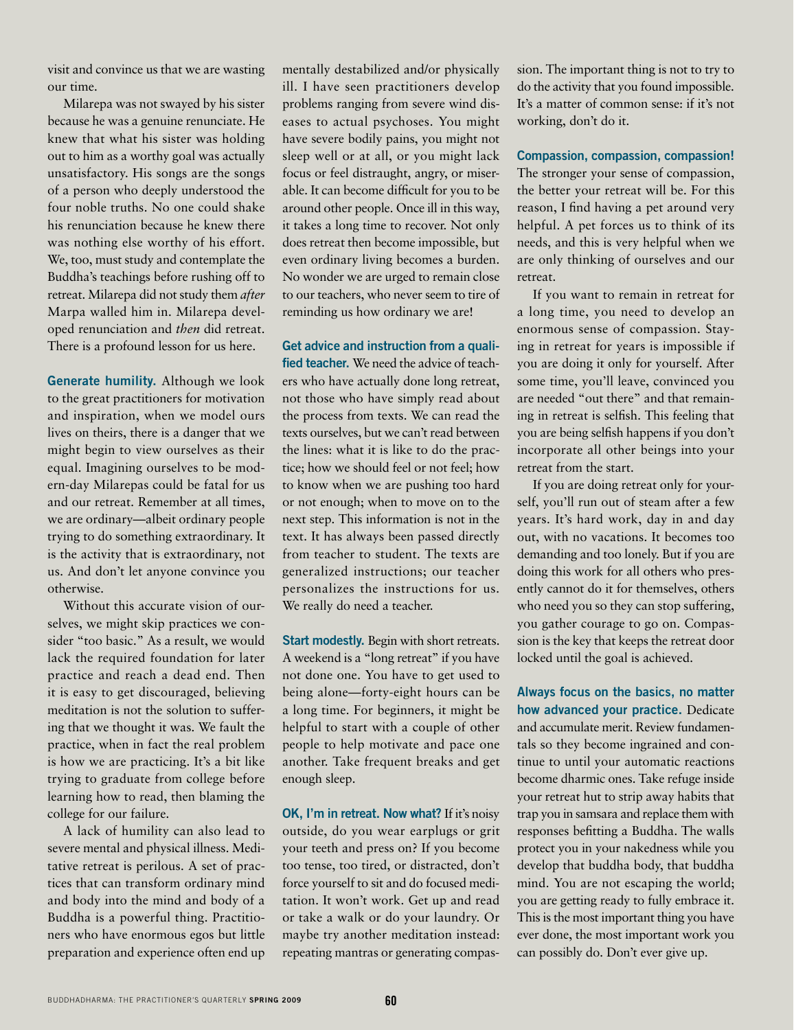visit and convince us that we are wasting our time.

Milarepa was not swayed by his sister because he was a genuine renunciate. He knew that what his sister was holding out to him as a worthy goal was actually unsatisfactory. His songs are the songs of a person who deeply understood the four noble truths. No one could shake his renunciation because he knew there was nothing else worthy of his effort. We, too, must study and contemplate the Buddha's teachings before rushing off to retreat. Milarepa did not study them *after* Marpa walled him in. Milarepa developed renunciation and *then* did retreat. There is a profound lesson for us here.

**Generate humility.** Although we look to the great practitioners for motivation and inspiration, when we model ours lives on theirs, there is a danger that we might begin to view ourselves as their equal. Imagining ourselves to be modern-day Milarepas could be fatal for us and our retreat. Remember at all times, we are ordinary—albeit ordinary people trying to do something extraordinary. It is the activity that is extraordinary, not us. And don't let anyone convince you otherwise.

Without this accurate vision of ourselves, we might skip practices we consider "too basic." As a result, we would lack the required foundation for later practice and reach a dead end. Then it is easy to get discouraged, believing meditation is not the solution to suffering that we thought it was. We fault the practice, when in fact the real problem is how we are practicing. It's a bit like trying to graduate from college before learning how to read, then blaming the college for our failure.

A lack of humility can also lead to severe mental and physical illness. Meditative retreat is perilous. A set of practices that can transform ordinary mind and body into the mind and body of a Buddha is a powerful thing. Practitioners who have enormous egos but little preparation and experience often end up mentally destabilized and/or physically ill. I have seen practitioners develop problems ranging from severe wind diseases to actual psychoses. You might have severe bodily pains, you might not sleep well or at all, or you might lack focus or feel distraught, angry, or miserable. It can become difficult for you to be around other people. Once ill in this way, it takes a long time to recover. Not only does retreat then become impossible, but even ordinary living becomes a burden. No wonder we are urged to remain close to our teachers, who never seem to tire of reminding us how ordinary we are!

**Get advice and instruction from a qualified teacher.** We need the advice of teachers who have actually done long retreat, not those who have simply read about the process from texts. We can read the texts ourselves, but we can't read between the lines: what it is like to do the practice; how we should feel or not feel; how to know when we are pushing too hard or not enough; when to move on to the next step. This information is not in the text. It has always been passed directly from teacher to student. The texts are generalized instructions; our teacher personalizes the instructions for us. We really do need a teacher.

**Start modestly.** Begin with short retreats. A weekend is a "long retreat" if you have not done one. You have to get used to being alone—forty-eight hours can be a long time. For beginners, it might be helpful to start with a couple of other people to help motivate and pace one another. Take frequent breaks and get enough sleep.

**OK, I'm in retreat. Now what?** If it's noisy outside, do you wear earplugs or grit your teeth and press on? If you become too tense, too tired, or distracted, don't force yourself to sit and do focused meditation. It won't work. Get up and read or take a walk or do your laundry. Or maybe try another meditation instead: repeating mantras or generating compassion. The important thing is not to try to do the activity that you found impossible. It's a matter of common sense: if it's not working, don't do it.

**Compassion, compassion, compassion!** The stronger your sense of compassion, the better your retreat will be. For this reason, I find having a pet around very helpful. A pet forces us to think of its needs, and this is very helpful when we are only thinking of ourselves and our retreat.

If you want to remain in retreat for a long time, you need to develop an enormous sense of compassion. Staying in retreat for years is impossible if you are doing it only for yourself. After some time, you'll leave, convinced you are needed "out there" and that remaining in retreat is selfish. This feeling that you are being selfish happens if you don't incorporate all other beings into your retreat from the start.

If you are doing retreat only for yourself, you'll run out of steam after a few years. It's hard work, day in and day out, with no vacations. It becomes too demanding and too lonely. But if you are doing this work for all others who presently cannot do it for themselves, others who need you so they can stop suffering, you gather courage to go on. Compassion is the key that keeps the retreat door locked until the goal is achieved.

**Always focus on the basics, no matter how advanced your practice.** Dedicate and accumulate merit. Review fundamentals so they become ingrained and continue to until your automatic reactions become dharmic ones. Take refuge inside your retreat hut to strip away habits that trap you in samsara and replace them with responses befitting a Buddha. The walls protect you in your nakedness while you develop that buddha body, that buddha mind. You are not escaping the world; you are getting ready to fully embrace it. This is the most important thing you have ever done, the most important work you can possibly do. Don't ever give up.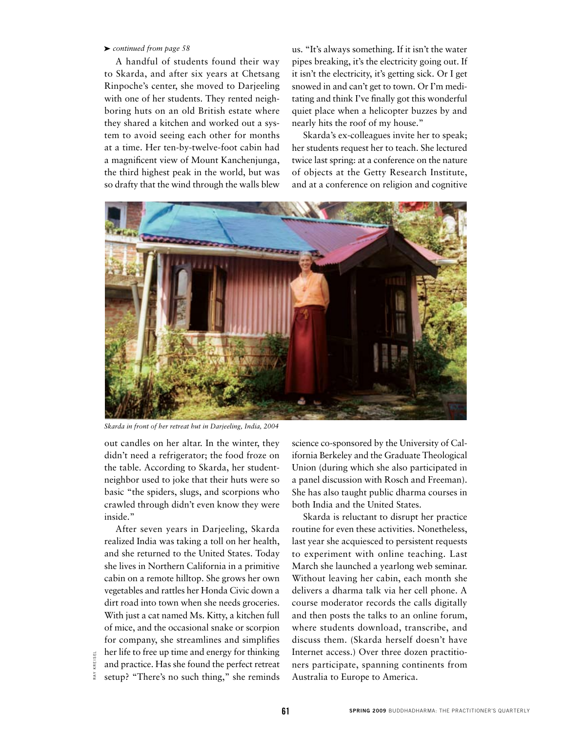➤ *continued from page 58*

A handful of students found their way to Skarda, and after six years at Chetsang Rinpoche's center, she moved to Darjeeling with one of her students. They rented neighboring huts on an old British estate where they shared a kitchen and worked out a system to avoid seeing each other for months at a time. Her ten-by-twelve-foot cabin had a magnificent view of Mount Kanchenjunga, the third highest peak in the world, but was so drafty that the wind through the walls blew out candles on her altar. In the winter, they didn't need a refrigerator; the food froze on the table. According to Skarda, her student-neighbor used to joke that their huts were so basic "the spiders, slugs, and scorpions who crawled through didn't even know they were inside."

After seven years in Darjeeling, Skarda realized India was taking a toll on her health, and she returned to the United States. Today she lives in Northern California in a primitive cabin on a remote hilltop. She grows her own vegetables and rattles her Honda Civic down a dirt road into town when she needs groceries. With just a cat named Ms. Kitty, a kitchen full of mice, and the occasional snake or scorpion for company, she streamlines and simplifies her life to free up time and energy for thinking and practice. Has she found the perfect retreat setup? "There's no such thing," she reminds us. "It's always something. If it isn't the water pipes breaking, it's the electricity going out. If it isn't the electricity, it's getting sick. Or I get snowed in and can't get to town. Or I'm meditating and think I've finally got this wonderful quiet place when a helicopter buzzes by and nearly hits the roof of my house."

Skarda's ex-colleagues invite her to speak; her students request her to teach. She lectured twice last spring: at a conference on the nature of objects at the Getty Research Institute, and at a conference on religion and cognitive science co-sponsored by the University of California Berkeley and the Graduate Theological Union (during which she also participated in a panel discussion with Rosch and Freeman). She has also taught public dharma courses in both India and the United States.

*Skarda in front of her retreat hut in Darjeeling, India, 2004*

Skarda is reluctant to disrupt her practice routine for even these activities. Nonetheless, last year she acquiesced to persistent requests to experiment with online teaching. Last March she launched a yearlong web seminar. Without leaving her cabin, each month she delivers a dharma talk via her cell phone. A course moderator records the calls digitally and then posts the talks to an online forum, where students download, transcribe, and discuss them. (Skarda herself doesn't have Internet access.) Over three dozen practitioners participate, spanning continents from Australia to Europe to America.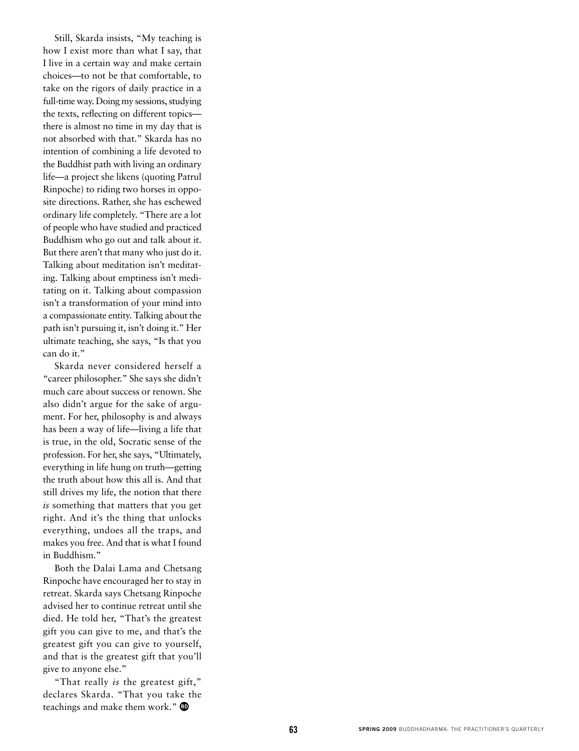Still, Skarda insists, "My teaching is how I exist more than what I say, that I live in a certain way and make certain choices—to not be that comfortable, to take on the rigors of daily practice in a full-time way. Doing my sessions, studying the texts, reflecting on different topics—there is almost no time in my day that is not absorbed with that." Skarda has no intention of combining a life devoted to the Buddhist path with living an ordinary life—a project she likens (quoting Patrul Rinpoche) to riding two horses in opposite directions. Rather, she has eschewed ordinary life completely. "There are a lot of people who have studied and practiced Buddhism who go out and talk about it. But there aren't that many who just do it. Talking about meditation isn't meditating. Talking about emptiness isn't meditating on it. Talking about compassion isn't a transformation of your mind into a compassionate entity. Talking about the path isn't pursuing it, isn't doing it." Her ultimate teaching, she says, "Is that you can do it."

Skarda never considered herself a "career philosopher." She says she didn't much care about success or renown. She also didn't argue for the sake of argument. For her, philosophy is and always has been a way of life—living a life that is true, in the old, Socratic sense of the profession. For her, she says, "Ultimately, everything in life hung on truth—getting the truth about how this all is. And that still drives my life, the notion that there *is* something that matters that you get right. And it's the thing that unlocks everything, undoes all the traps, and makes you free. And that is what I found in Buddhism."

Both the Dalai Lama and Chetsang Rinpoche have encouraged her to stay in retreat. Skarda says Chetsang Rinpoche advised her to continue retreat until she died. He told her, "That's the greatest gift you can give to me, and that's the greatest gift you can give to yourself, and that is the greatest gift that you'll give to anyone else."

"That really *is* the greatest gift," declares Skarda. "That you take the teachings and make them work."